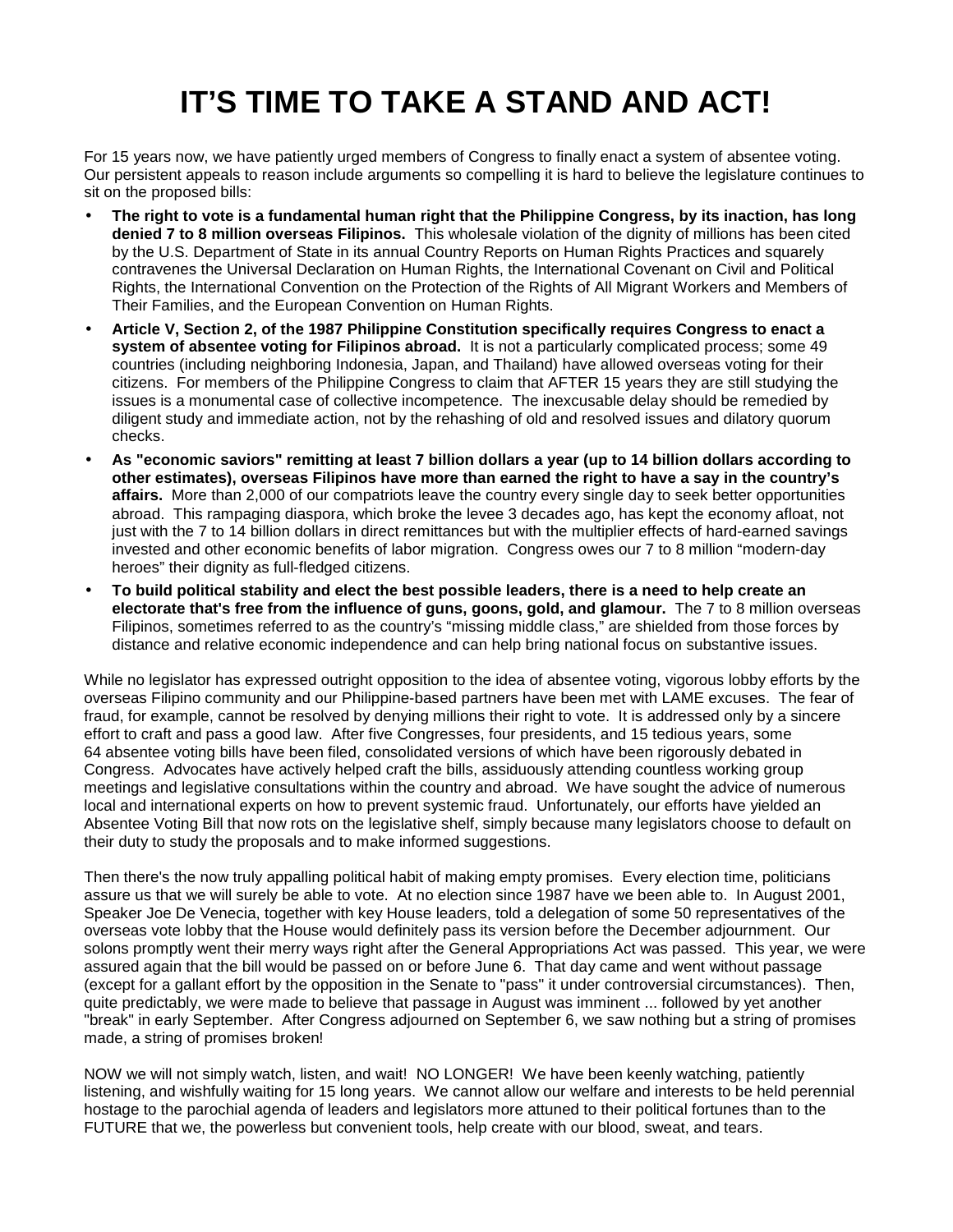# IT'S TIME TO TAKE A STAND AND ACT!

For 15 years now, we have patiently urged members of Congress to finally enact a system of absentee voting. Our persistent appeals to reason include arguments so compelling it is hard to believe the legislature continues to sit on the proposed bills:

- **The right to vote is a fundamental human right that the Philippine Congress, by its inaction, has long denied 7 to 8 million overseas Filipinos.** This wholesale violation of the dignity of millions has been cited by the U.S. Department of State in its annual Country Reports on Human Rights Practices and squarely contravenes the Universal Declaration on Human Rights, the International Covenant on Civil and Political Rights, the International Convention on the Protection of the Rights of All Migrant Workers and Members of Their Families, and the European Convention on Human Rights.
- **Article V, Section 2, of the 1987 Philippine Constitution specifically requires Congress to enact a system of absentee voting for Filipinos abroad.** It is not a particularly complicated process; some 49 countries (including neighboring Indonesia, Japan, and Thailand) have allowed overseas voting for their citizens. For members of the Philippine Congress to claim that AFTER 15 years they are still studying the issues is a monumental case of collective incompetence. The inexcusable delay should be remedied by diligent study and immediate action, not by the rehashing of old and resolved issues and dilatory quorum checks.
- **As "economic saviors" remitting at least 7 billion dollars a year (up to 14 billion dollars according to other estimates), overseas Filipinos have more than earned the right to have a say in the country's affairs.** More than 2,000 of our compatriots leave the country every single day to seek better opportunities abroad. This rampaging diaspora, which broke the levee 3 decades ago, has kept the economy afloat, not just with the 7 to 14 billion dollars in direct remittances but with the multiplier effects of hard-earned savings invested and other economic benefits of labor migration. Congress owes our 7 to 8 million "modern-day heroes" their dignity as full-fledged citizens.
- **To build political stability and elect the best possible leaders, there is a need to help create an electorate that's free from the influence of guns, goons, gold, and glamour.** The 7 to 8 million overseas Filipinos, sometimes referred to as the country's "missing middle class," are shielded from those forces by distance and relative economic independence and can help bring national focus on substantive issues.

While no legislator has expressed outright opposition to the idea of absentee voting, vigorous lobby efforts by the overseas Filipino community and our Philippine-based partners have been met with LAME excuses. The fear of fraud, for example, cannot be resolved by denying millions their right to vote. It is addressed only by a sincere effort to craft and pass a good law. After five Congresses, four presidents, and 15 tedious years, some 64 absentee voting bills have been filed, consolidated versions of which have been rigorously debated in Congress. Advocates have actively helped craft the bills, assiduously attending countless working group meetings and legislative consultations within the country and abroad. We have sought the advice of numerous local and international experts on how to prevent systemic fraud. Unfortunately, our efforts have yielded an Absentee Voting Bill that now rots on the legislative shelf, simply because many legislators choose to default on their duty to study the proposals and to make informed suggestions.

Then there's the now truly appalling political habit of making empty promises. Every election time, politicians assure us that we will surely be able to vote. At no election since 1987 have we been able to. In August 2001, Speaker Joe De Venecia, together with key House leaders, told a delegation of some 50 representatives of the overseas vote lobby that the House would definitely pass its version before the December adjournment. Our solons promptly went their merry ways right after the General Appropriations Act was passed. This year, we were assured again that the bill would be passed on or before June 6. That day came and went without passage (except for a gallant effort by the opposition in the Senate to "pass" it under controversial circumstances). Then, quite predictably, we were made to believe that passage in August was imminent ... followed by yet another "break" in early September. After Congress adjourned on September 6, we saw nothing but a string of promises made, a string of promises broken!

NOW we will not simply watch, listen, and wait! NO LONGER! We have been keenly watching, patiently listening, and wishfully waiting for 15 long years. We cannot allow our welfare and interests to be held perennial hostage to the parochial agenda of leaders and legislators more attuned to their political fortunes than to the FUTURE that we, the powerless but convenient tools, help create with our blood, sweat, and tears.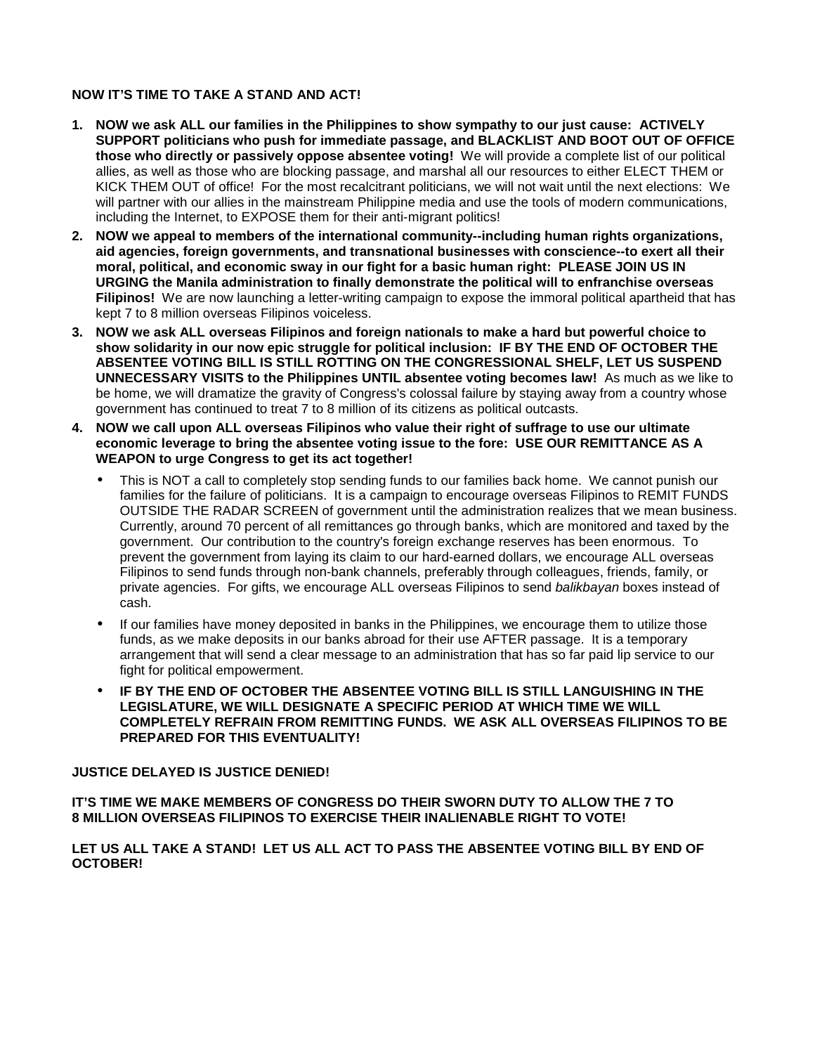**NOW IT'S TIME TO TAKE A STAND AND ACT!**

1. **NOW we ask ALL our families in the Philippines to show sympathy to our just cause: ACTIVELY SUPPORT politicians who push for immediate passage, and BLACKLIST AND BOOT OUT OF OFFICE those who directly or passively oppose absentee voting!** We will provide a complete list of our political allies, as well as those who are blocking passage, and marshal all our resources to either ELECT THEM or KICK THEM OUT of office! For the most recalcitrant politicians, we will not wait until the next elections: We will partner with our allies in the mainstream Philippine media and use the tools of modern communications, including the Internet, to EXPOSE them for their anti-migrant politics!
2. **NOW we appeal to members of the international community--including human rights organizations, aid agencies, foreign governments, and transnational businesses with conscience--to exert all their moral, political, and economic sway in our fight for a basic human right: PLEASE JOIN US IN URGING the Manila administration to finally demonstrate the political will to enfranchise overseas Filipinos!** We are now launching a letter-writing campaign to expose the immoral political apartheid that has kept 7 to 8 million overseas Filipinos voiceless.
3. **NOW we ask ALL overseas Filipinos and foreign nationals to make a hard but powerful choice to show solidarity in our now epic struggle for political inclusion: IF BY THE END OF OCTOBER THE ABSENTEE VOTING BILL IS STILL ROTTING ON THE CONGRESSIONAL SHELF, LET US SUSPEND UNNECESSARY VISITS to the Philippines UNTIL absentee voting becomes law!** As much as we like to be home, we will dramatize the gravity of Congress's colossal failure by staying away from a country whose government has continued to treat 7 to 8 million of its citizens as political outcasts.
4. **NOW we call upon ALL overseas Filipinos who value their right of suffrage to use our ultimate economic leverage to bring the absentee voting issue to the fore: USE OUR REMITTANCE AS A WEAPON to urge Congress to get its act together!**
   - This is NOT a call to completely stop sending funds to our families back home. We cannot punish our families for the failure of politicians. It is a campaign to encourage overseas Filipinos to REMIT FUNDS OUTSIDE THE RADAR SCREEN of government until the administration realizes that we mean business. Currently, around 70 percent of all remittances go through banks, which are monitored and taxed by the government. Our contribution to the country's foreign exchange reserves has been enormous. To prevent the government from laying its claim to our hard-earned dollars, we encourage ALL overseas Filipinos to send funds through non-bank channels, preferably through colleagues, friends, family, or private agencies. For gifts, we encourage ALL overseas Filipinos to send *balikbayan* boxes instead of cash.
   - If our families have money deposited in banks in the Philippines, we encourage them to utilize those funds, as we make deposits in our banks abroad for their use AFTER passage. It is a temporary arrangement that will send a clear message to an administration that has so far paid lip service to our fight for political empowerment.
   - **IF BY THE END OF OCTOBER THE ABSENTEE VOTING BILL IS STILL LANGUISHING IN THE LEGISLATURE, WE WILL DESIGNATE A SPECIFIC PERIOD AT WHICH TIME WE WILL COMPLETELY REFRAIN FROM REMITTING FUNDS. WE ASK ALL OVERSEAS FILIPINOS TO BE PREPARED FOR THIS EVENTUALITY!**

**JUSTICE DELAYED IS JUSTICE DENIED!**

**IT'S TIME WE MAKE MEMBERS OF CONGRESS DO THEIR SWORN DUTY TO ALLOW THE 7 TO 8 MILLION OVERSEAS FILIPINOS TO EXERCISE THEIR INALIENABLE RIGHT TO VOTE!**

**LET US ALL TAKE A STAND! LET US ALL ACT TO PASS THE ABSENTEE VOTING BILL BY END OF OCTOBER!**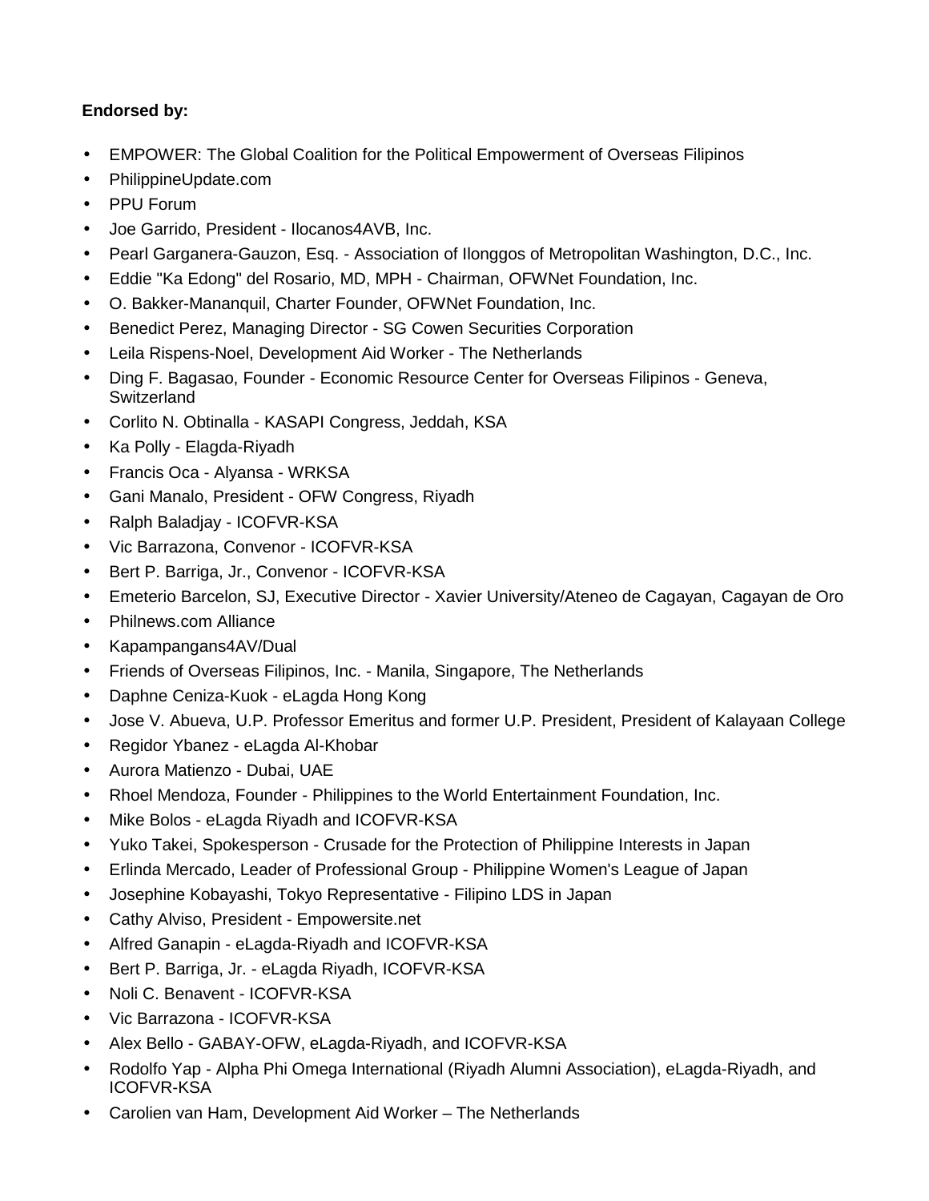**Endorsed by:**

- EMPOWER: The Global Coalition for the Political Empowerment of Overseas Filipinos
- PhilippineUpdate.com
- PPU Forum
- Joe Garrido, President - Ilocanos4AVB, Inc.
- Pearl Garganera-Gauzon, Esq. - Association of Ilonggos of Metropolitan Washington, D.C., Inc.
- Eddie "Ka Edong" del Rosario, MD, MPH - Chairman, OFWNet Foundation, Inc.
- O. Bakker-Mananquil, Charter Founder, OFWNet Foundation, Inc.
- Benedict Perez, Managing Director - SG Cowen Securities Corporation
- Leila Rispens-Noel, Development Aid Worker - The Netherlands
- Ding F. Bagasao, Founder - Economic Resource Center for Overseas Filipinos - Geneva, Switzerland
- Corlito N. Obtinalla - KASAPI Congress, Jeddah, KSA
- Ka Polly - Elagda-Riyadh
- Francis Oca - Alyansa - WRKSA
- Gani Manalo, President - OFW Congress, Riyadh
- Ralph Baladjay - ICOFVR-KSA
- Vic Barrazona, Convenor - ICOFVR-KSA
- Bert P. Barriga, Jr., Convenor - ICOFVR-KSA
- Emeterio Barcelon, SJ, Executive Director - Xavier University/Ateneo de Cagayan, Cagayan de Oro
- Philnews.com Alliance
- Kapampangans4AV/Dual
- Friends of Overseas Filipinos, Inc. - Manila, Singapore, The Netherlands
- Daphne Ceniza-Kuok - eLagda Hong Kong
- Jose V. Abueva, U.P. Professor Emeritus and former U.P. President, President of Kalayaan College
- Regidor Ybanez - eLagda Al-Khobar
- Aurora Matienzo - Dubai, UAE
- Rhoel Mendoza, Founder - Philippines to the World Entertainment Foundation, Inc.
- Mike Bolos - eLagda Riyadh and ICOFVR-KSA
- Yuko Takei, Spokesperson - Crusade for the Protection of Philippine Interests in Japan
- Erlinda Mercado, Leader of Professional Group - Philippine Women's League of Japan
- Josephine Kobayashi, Tokyo Representative - Filipino LDS in Japan
- Cathy Alviso, President - Empowersite.net
- Alfred Ganapin - eLagda-Riyadh and ICOFVR-KSA
- Bert P. Barriga, Jr. - eLagda Riyadh, ICOFVR-KSA
- Noli C. Benavent - ICOFVR-KSA
- Vic Barrazona - ICOFVR-KSA
- Alex Bello - GABAY-OFW, eLagda-Riyadh, and ICOFVR-KSA
- Rodolfo Yap - Alpha Phi Omega International (Riyadh Alumni Association), eLagda-Riyadh, and ICOFVR-KSA
- Carolien van Ham, Development Aid Worker – The Netherlands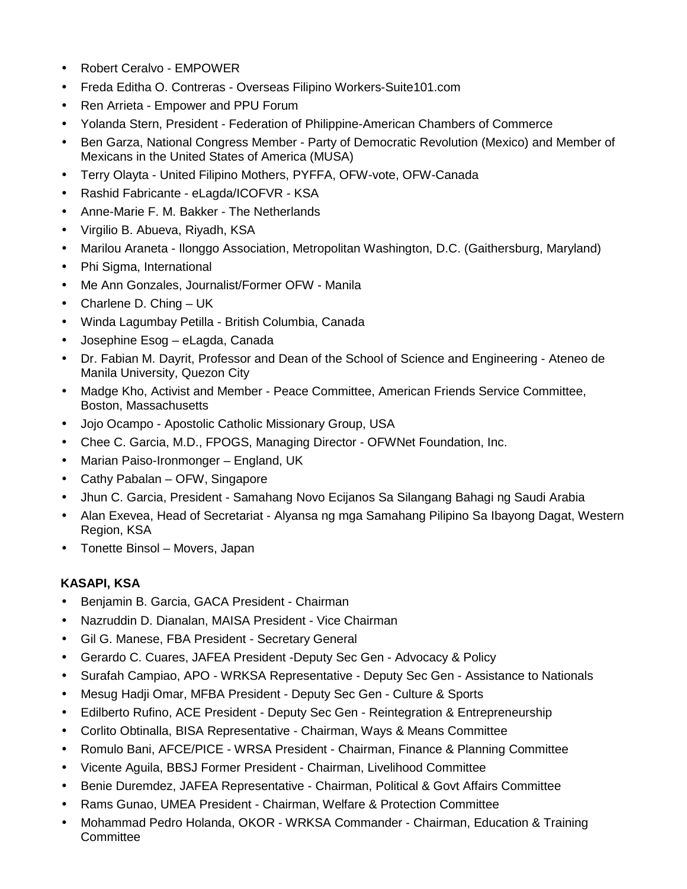- Robert Ceralvo - EMPOWER
- Freda Editha O. Contreras - Overseas Filipino Workers-Suite101.com
- Ren Arrieta - Empower and PPU Forum
- Yolanda Stern, President - Federation of Philippine-American Chambers of Commerce
- Ben Garza, National Congress Member - Party of Democratic Revolution (Mexico) and Member of Mexicans in the United States of America (MUSA)
- Terry Olayta - United Filipino Mothers, PYFFA, OFW-vote, OFW-Canada
- Rashid Fabricante - eLagda/ICOFVR - KSA
- Anne-Marie F. M. Bakker - The Netherlands
- Virgilio B. Abueva, Riyadh, KSA
- Marilou Araneta - Ilonggo Association, Metropolitan Washington, D.C. (Gaithersburg, Maryland)
- Phi Sigma, International
- Me Ann Gonzales, Journalist/Former OFW - Manila
- Charlene D. Ching – UK
- Winda Lagumbay Petilla - British Columbia, Canada
- Josephine Esog – eLagda, Canada
- Dr. Fabian M. Dayrit, Professor and Dean of the School of Science and Engineering - Ateneo de Manila University, Quezon City
- Madge Kho, Activist and Member - Peace Committee, American Friends Service Committee, Boston, Massachusetts
- Jojo Ocampo - Apostolic Catholic Missionary Group, USA
- Chee C. Garcia, M.D., FPOGS, Managing Director - OFWNet Foundation, Inc.
- Marian Paiso-Ironmonger – England, UK
- Cathy Pabalan – OFW, Singapore
- Jhun C. Garcia, President - Samahang Novo Ecijanos Sa Silangang Bahagi ng Saudi Arabia
- Alan Exevea, Head of Secretariat - Alyansa ng mga Samahang Pilipino Sa Ibayong Dagat, Western Region, KSA
- Tonette Binsol – Movers, Japan

**KASAPI, KSA**

- Benjamin B. Garcia, GACA President - Chairman
- Nazruddin D. Dianalan, MAISA President - Vice Chairman
- Gil G. Manese, FBA President - Secretary General
- Gerardo C. Cuares, JAFEA President -Deputy Sec Gen - Advocacy & Policy
- Surafah Campiao, APO - WRKSA Representative - Deputy Sec Gen - Assistance to Nationals
- Mesug Hadji Omar, MFBA President - Deputy Sec Gen - Culture & Sports
- Edilberto Rufino, ACE President - Deputy Sec Gen - Reintegration & Entrepreneurship
- Corlito Obtinalla, BISA Representative - Chairman, Ways & Means Committee
- Romulo Bani, AFCE/PICE - WRSA President - Chairman, Finance & Planning Committee
- Vicente Aguila, BBSJ Former President - Chairman, Livelihood Committee
- Benie Duremdez, JAFEA Representative - Chairman, Political & Govt Affairs Committee
- Rams Gunao, UMEA President - Chairman, Welfare & Protection Committee
- Mohammad Pedro Holanda, OKOR - WRKSA Commander - Chairman, Education & Training Committee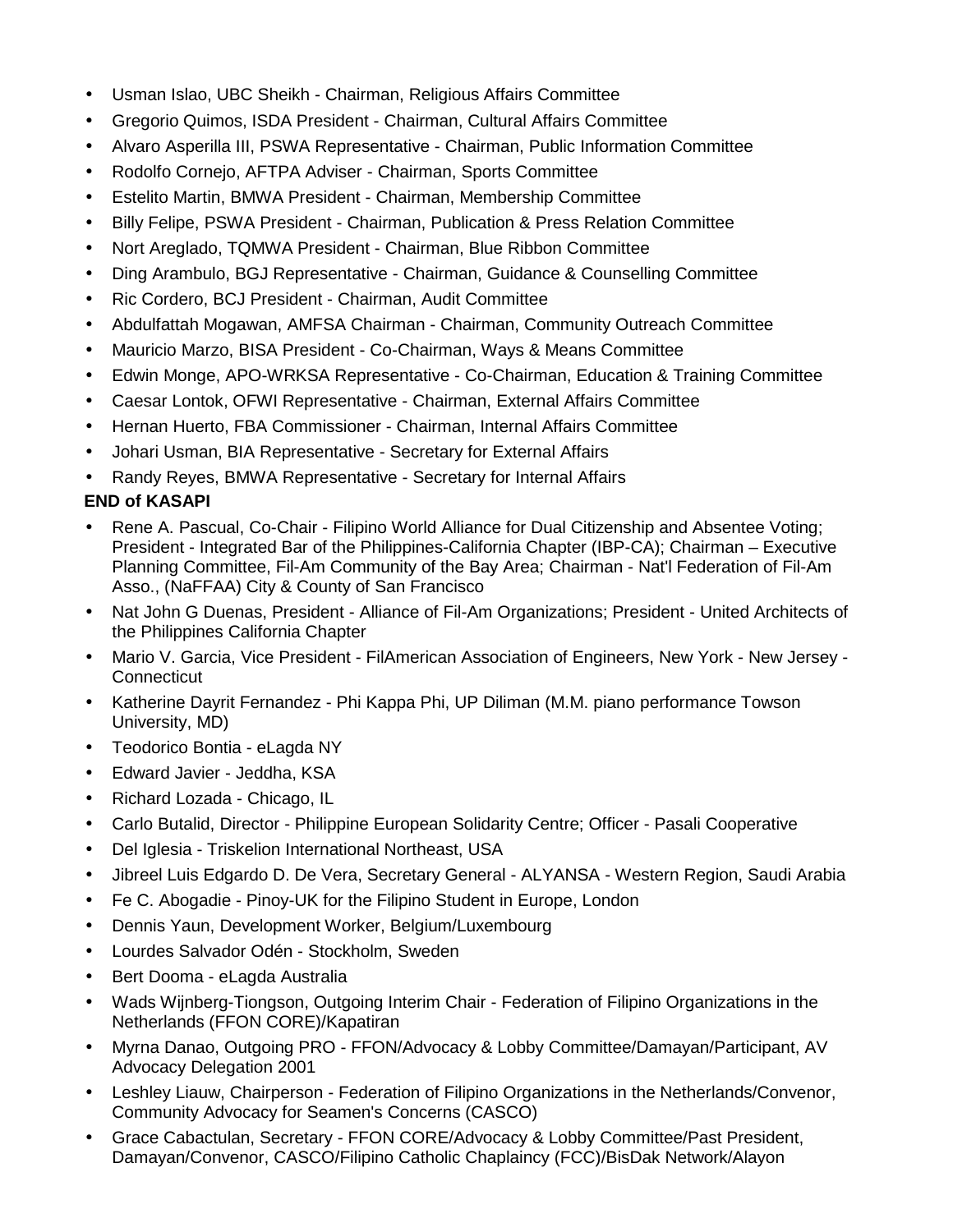- Usman Islao, UBC Sheikh - Chairman, Religious Affairs Committee
- Gregorio Quimos, ISDA President - Chairman, Cultural Affairs Committee
- Alvaro Asperilla III, PSWA Representative - Chairman, Public Information Committee
- Rodolfo Cornejo, AFTPA Adviser - Chairman, Sports Committee
- Estelito Martin, BMWA President - Chairman, Membership Committee
- Billy Felipe, PSWA President - Chairman, Publication & Press Relation Committee
- Nort Areglado, TQMWA President - Chairman, Blue Ribbon Committee
- Ding Arambulo, BGJ Representative - Chairman, Guidance & Counselling Committee
- Ric Cordero, BCJ President - Chairman, Audit Committee
- Abdulfattah Mogawan, AMFSA Chairman - Chairman, Community Outreach Committee
- Mauricio Marzo, BISA President - Co-Chairman, Ways & Means Committee
- Edwin Monge, APO-WRKSA Representative - Co-Chairman, Education & Training Committee
- Caesar Lontok, OFWI Representative - Chairman, External Affairs Committee
- Hernan Huerto, FBA Commissioner - Chairman, Internal Affairs Committee
- Johari Usman, BIA Representative - Secretary for External Affairs
- Randy Reyes, BMWA Representative - Secretary for Internal Affairs

**END of KASAPI**

- Rene A. Pascual, Co-Chair - Filipino World Alliance for Dual Citizenship and Absentee Voting; President - Integrated Bar of the Philippines-California Chapter (IBP-CA); Chairman – Executive Planning Committee, Fil-Am Community of the Bay Area; Chairman - Nat'l Federation of Fil-Am Asso., (NaFFAA) City & County of San Francisco
- Nat John G Duenas, President - Alliance of Fil-Am Organizations; President - United Architects of the Philippines California Chapter
- Mario V. Garcia, Vice President - FilAmerican Association of Engineers, New York - New Jersey - Connecticut
- Katherine Dayrit Fernandez - Phi Kappa Phi, UP Diliman (M.M. piano performance Towson University, MD)
- Teodorico Bontia - eLagda NY
- Edward Javier - Jeddha, KSA
- Richard Lozada - Chicago, IL
- Carlo Butalid, Director - Philippine European Solidarity Centre; Officer - Pasali Cooperative
- Del Iglesia - Triskelion International Northeast, USA
- Jibreel Luis Edgardo D. De Vera, Secretary General - ALYANSA - Western Region, Saudi Arabia
- Fe C. Abogadie - Pinoy-UK for the Filipino Student in Europe, London
- Dennis Yaun, Development Worker, Belgium/Luxembourg
- Lourdes Salvador Odén - Stockholm, Sweden
- Bert Dooma - eLagda Australia
- Wads Wijnberg-Tiongson, Outgoing Interim Chair - Federation of Filipino Organizations in the Netherlands (FFON CORE)/Kapatiran
- Myrna Danao, Outgoing PRO - FFON/Advocacy & Lobby Committee/Damayan/Participant, AV Advocacy Delegation 2001
- Leshley Liauw, Chairperson - Federation of Filipino Organizations in the Netherlands/Convenor, Community Advocacy for Seamen's Concerns (CASCO)
- Grace Cabactulan, Secretary - FFON CORE/Advocacy & Lobby Committee/Past President, Damayan/Convenor, CASCO/Filipino Catholic Chaplaincy (FCC)/BisDak Network/Alayon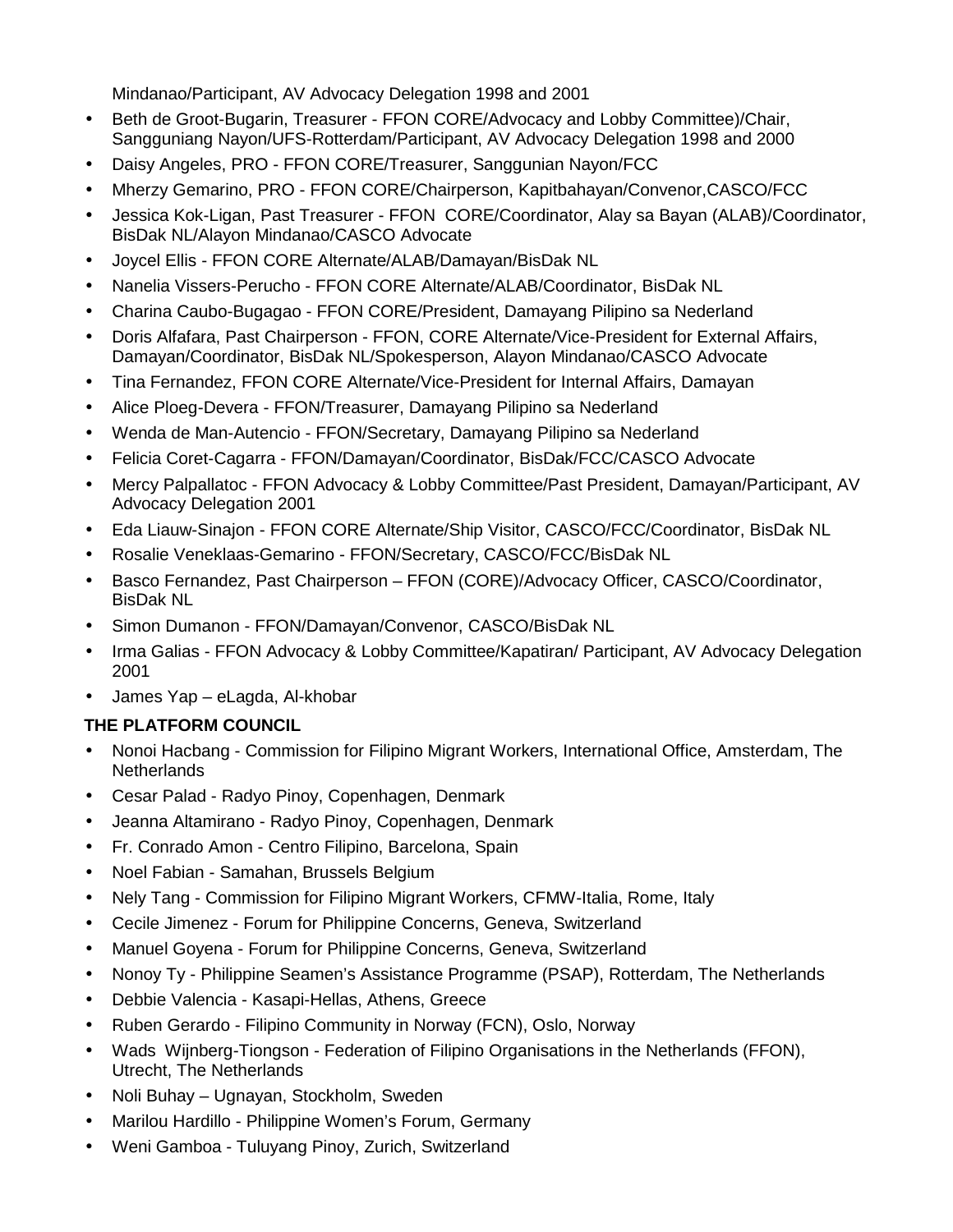Mindanao/Participant, AV Advocacy Delegation 1998 and 2001

- Beth de Groot-Bugarin, Treasurer - FFON CORE/Advocacy and Lobby Committee)/Chair, Sangguniang Nayon/UFS-Rotterdam/Participant, AV Advocacy Delegation 1998 and 2000
- Daisy Angeles, PRO - FFON CORE/Treasurer, Sanggunian Nayon/FCC
- Mherzy Gemarino, PRO - FFON CORE/Chairperson, Kapitbahayan/Convenor,CASCO/FCC
- Jessica Kok-Ligan, Past Treasurer - FFON CORE/Coordinator, Alay sa Bayan (ALAB)/Coordinator, BisDak NL/Alayon Mindanao/CASCO Advocate
- Joycel Ellis - FFON CORE Alternate/ALAB/Damayan/BisDak NL
- Nanelia Vissers-Perucho - FFON CORE Alternate/ALAB/Coordinator, BisDak NL
- Charina Caubo-Bugagao - FFON CORE/President, Damayang Pilipino sa Nederland
- Doris Alfafara, Past Chairperson - FFON, CORE Alternate/Vice-President for External Affairs, Damayan/Coordinator, BisDak NL/Spokesperson, Alayon Mindanao/CASCO Advocate
- Tina Fernandez, FFON CORE Alternate/Vice-President for Internal Affairs, Damayan
- Alice Ploeg-Devera - FFON/Treasurer, Damayang Pilipino sa Nederland
- Wenda de Man-Autencio - FFON/Secretary, Damayang Pilipino sa Nederland
- Felicia Coret-Cagarra - FFON/Damayan/Coordinator, BisDak/FCC/CASCO Advocate
- Mercy Palpallatoc - FFON Advocacy & Lobby Committee/Past President, Damayan/Participant, AV Advocacy Delegation 2001
- Eda Liauw-Sinajon - FFON CORE Alternate/Ship Visitor, CASCO/FCC/Coordinator, BisDak NL
- Rosalie Veneklaas-Gemarino - FFON/Secretary, CASCO/FCC/BisDak NL
- Basco Fernandez, Past Chairperson – FFON (CORE)/Advocacy Officer, CASCO/Coordinator, BisDak NL
- Simon Dumanon - FFON/Damayan/Convenor, CASCO/BisDak NL
- Irma Galias - FFON Advocacy & Lobby Committee/Kapatiran/ Participant, AV Advocacy Delegation 2001
- James Yap – eLagda, Al-khobar

**THE PLATFORM COUNCIL**

- Nonoi Hacbang - Commission for Filipino Migrant Workers, International Office, Amsterdam, The Netherlands
- Cesar Palad - Radyo Pinoy, Copenhagen, Denmark
- Jeanna Altamirano - Radyo Pinoy, Copenhagen, Denmark
- Fr. Conrado Amon - Centro Filipino, Barcelona, Spain
- Noel Fabian - Samahan, Brussels Belgium
- Nely Tang - Commission for Filipino Migrant Workers, CFMW-Italia, Rome, Italy
- Cecile Jimenez - Forum for Philippine Concerns, Geneva, Switzerland
- Manuel Goyena - Forum for Philippine Concerns, Geneva, Switzerland
- Nonoy Ty - Philippine Seamen's Assistance Programme (PSAP), Rotterdam, The Netherlands
- Debbie Valencia - Kasapi-Hellas, Athens, Greece
- Ruben Gerardo - Filipino Community in Norway (FCN), Oslo, Norway
- Wads Wijnberg-Tiongson - Federation of Filipino Organisations in the Netherlands (FFON), Utrecht, The Netherlands
- Noli Buhay – Ugnayan, Stockholm, Sweden
- Marilou Hardillo - Philippine Women's Forum, Germany
- Weni Gamboa - Tuluyang Pinoy, Zurich, Switzerland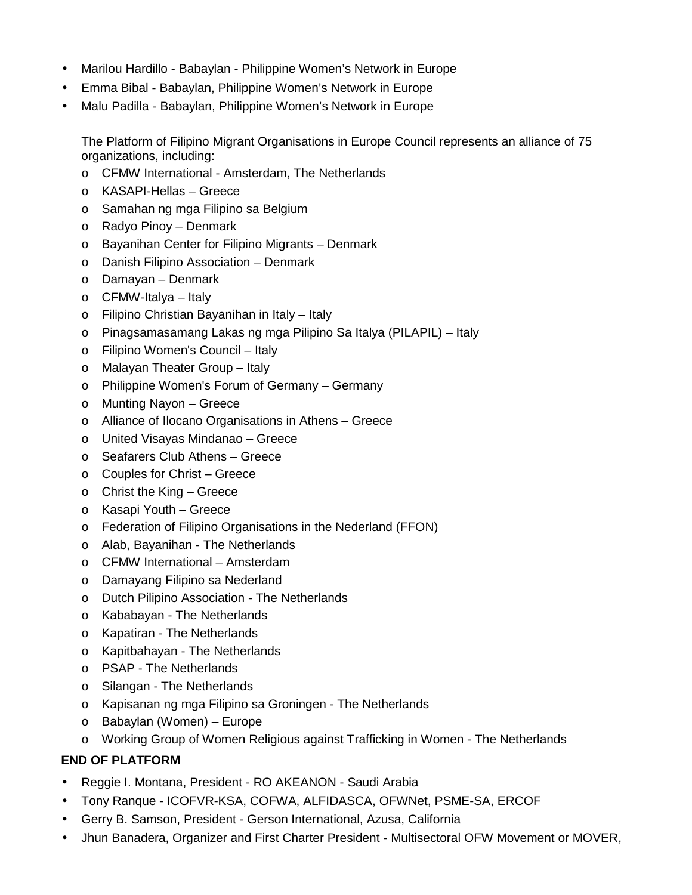- Marilou Hardillo - Babaylan - Philippine Women's Network in Europe
- Emma Bibal - Babaylan, Philippine Women's Network in Europe
- Malu Padilla - Babaylan, Philippine Women's Network in Europe

  The Platform of Filipino Migrant Organisations in Europe Council represents an alliance of 75 organizations, including:

  - CFMW International - Amsterdam, The Netherlands
  - KASAPI-Hellas – Greece
  - Samahan ng mga Filipino sa Belgium
  - Radyo Pinoy – Denmark
  - Bayanihan Center for Filipino Migrants – Denmark
  - Danish Filipino Association – Denmark
  - Damayan – Denmark
  - CFMW-Italya – Italy
  - Filipino Christian Bayanihan in Italy – Italy
  - Pinagsamasamang Lakas ng mga Pilipino Sa Italya (PILAPIL) – Italy
  - Filipino Women's Council – Italy
  - Malayan Theater Group – Italy
  - Philippine Women's Forum of Germany – Germany
  - Munting Nayon – Greece
  - Alliance of Ilocano Organisations in Athens – Greece
  - United Visayas Mindanao – Greece
  - Seafarers Club Athens – Greece
  - Couples for Christ – Greece
  - Christ the King – Greece
  - Kasapi Youth – Greece
  - Federation of Filipino Organisations in the Nederland (FFON)
  - Alab, Bayanihan - The Netherlands
  - CFMW International – Amsterdam
  - Damayang Filipino sa Nederland
  - Dutch Pilipino Association - The Netherlands
  - Kababayan - The Netherlands
  - Kapatiran - The Netherlands
  - Kapitbahayan - The Netherlands
  - PSAP - The Netherlands
  - Silangan - The Netherlands
  - Kapisanan ng mga Filipino sa Groningen - The Netherlands
  - Babaylan (Women) – Europe
  - Working Group of Women Religious against Trafficking in Women - The Netherlands

**END OF PLATFORM**

- Reggie I. Montana, President - RO AKEANON - Saudi Arabia
- Tony Ranque - ICOFVR-KSA, COFWA, ALFIDASCA, OFWNet, PSME-SA, ERCOF
- Gerry B. Samson, President - Gerson International, Azusa, California
- Jhun Banadera, Organizer and First Charter President - Multisectoral OFW Movement or MOVER,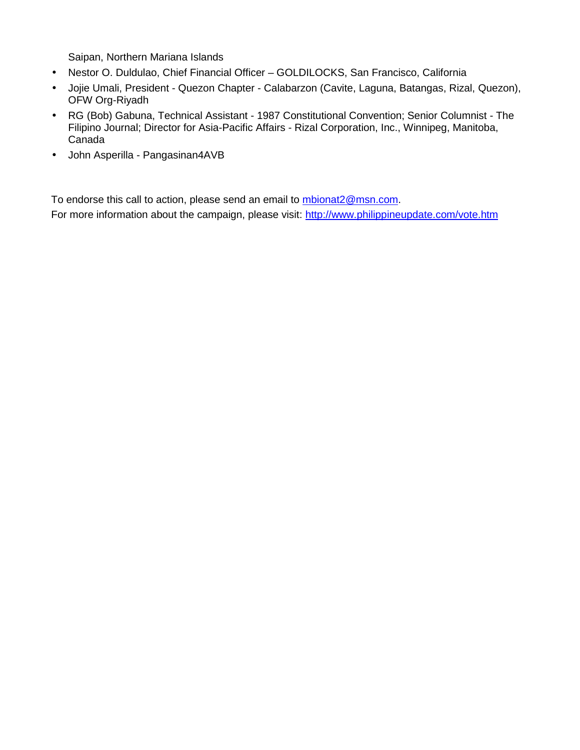Saipan, Northern Mariana Islands

- Nestor O. Duldulao, Chief Financial Officer – GOLDILOCKS, San Francisco, California
- Jojie Umali, President - Quezon Chapter - Calabarzon (Cavite, Laguna, Batangas, Rizal, Quezon), OFW Org-Riyadh
- RG (Bob) Gabuna, Technical Assistant - 1987 Constitutional Convention; Senior Columnist - The Filipino Journal; Director for Asia-Pacific Affairs - Rizal Corporation, Inc., Winnipeg, Manitoba, Canada
- John Asperilla - Pangasinan4AVB

To endorse this call to action, please send an email to mbionat2@msn.com.
For more information about the campaign, please visit: http://www.philippineupdate.com/vote.htm